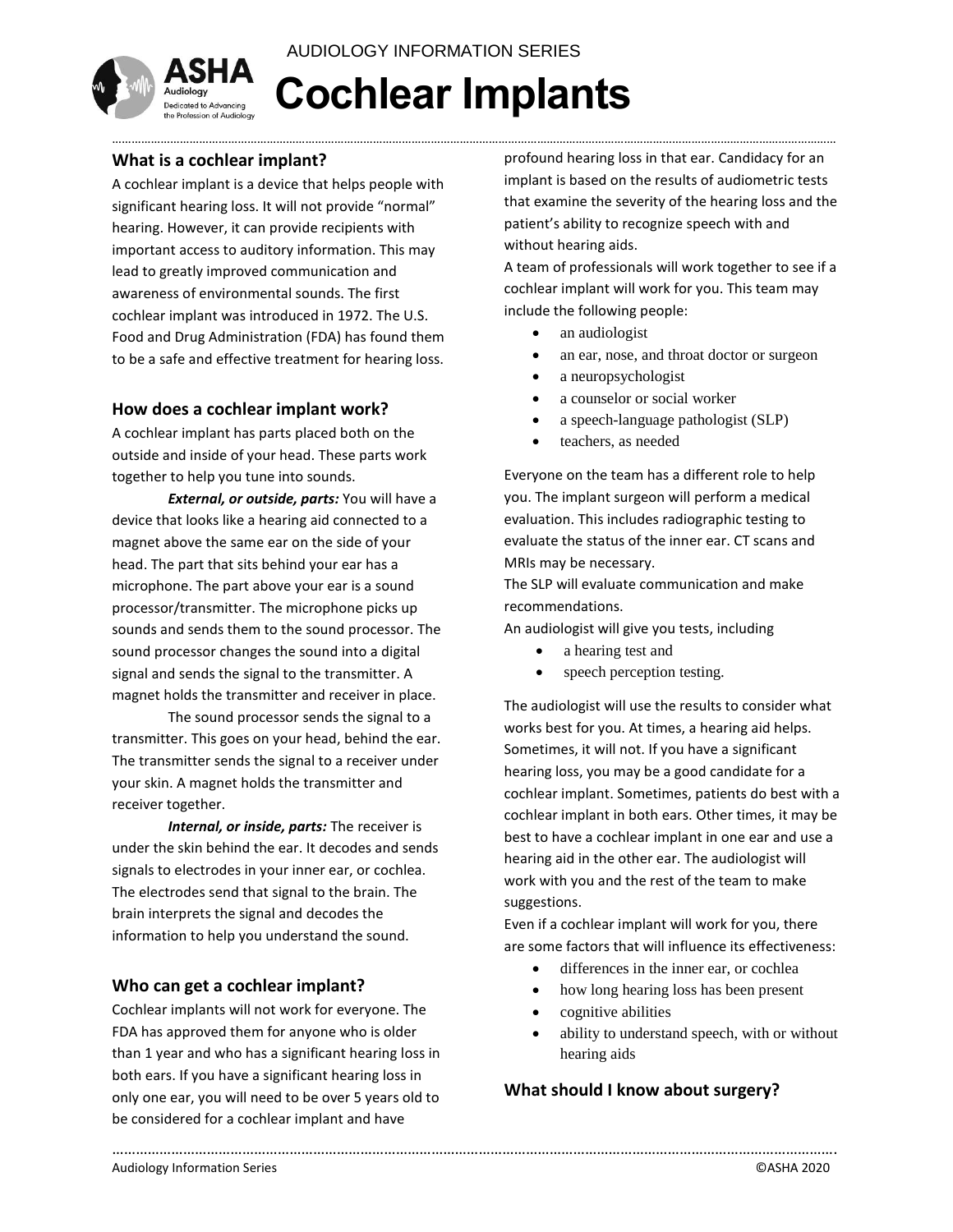AUDIOLOGY INFORMATION SERIES

# Cochlear Implants

## What is a cochlear implant?

A cochlear implant is a device that helps people with significant hearing loss. It will not provide "normal" hearing. However, it can provide recipients with important access to auditory information. This may lead to greatly improved communication and awareness of environmental sounds. The first cochlear implant was introduced in 1972. The U.S. Food and Drug Administration (FDA) has found them to be a safe and effective treatment for hearing loss.

## How does a cochlear implant work?

A cochlear implant has parts placed both on the outside and inside of your head. These parts work together to help you tune into sounds.

***External, or outside, parts:*** You will have a device that looks like a hearing aid connected to a magnet above the same ear on the side of your head. The part that sits behind your ear has a microphone. The part above your ear is a sound processor/transmitter. The microphone picks up sounds and sends them to the sound processor. The sound processor changes the sound into a digital signal and sends the signal to the transmitter. A magnet holds the transmitter and receiver in place.

The sound processor sends the signal to a transmitter. This goes on your head, behind the ear. The transmitter sends the signal to a receiver under your skin. A magnet holds the transmitter and receiver together.

***Internal, or inside, parts:*** The receiver is under the skin behind the ear. It decodes and sends signals to electrodes in your inner ear, or cochlea. The electrodes send that signal to the brain. The brain interprets the signal and decodes the information to help you understand the sound.

## Who can get a cochlear implant?

Cochlear implants will not work for everyone. The FDA has approved them for anyone who is older than 1 year and who has a significant hearing loss in both ears. If you have a significant hearing loss in only one ear, you will need to be over 5 years old to be considered for a cochlear implant and have profound hearing loss in that ear. Candidacy for an implant is based on the results of audiometric tests that examine the severity of the hearing loss and the patient's ability to recognize speech with and without hearing aids.

A team of professionals will work together to see if a cochlear implant will work for you. This team may include the following people:

- an audiologist
- an ear, nose, and throat doctor or surgeon
- a neuropsychologist
- a counselor or social worker
- a speech-language pathologist (SLP)
- teachers, as needed

Everyone on the team has a different role to help you. The implant surgeon will perform a medical evaluation. This includes radiographic testing to evaluate the status of the inner ear. CT scans and MRIs may be necessary.

The SLP will evaluate communication and make recommendations.

An audiologist will give you tests, including

- a hearing test and
- speech perception testing.

The audiologist will use the results to consider what works best for you. At times, a hearing aid helps. Sometimes, it will not. If you have a significant hearing loss, you may be a good candidate for a cochlear implant. Sometimes, patients do best with a cochlear implant in both ears. Other times, it may be best to have a cochlear implant in one ear and use a hearing aid in the other ear. The audiologist will work with you and the rest of the team to make suggestions.

Even if a cochlear implant will work for you, there are some factors that will influence its effectiveness:

- differences in the inner ear, or cochlea
- how long hearing loss has been present
- cognitive abilities
- ability to understand speech, with or without hearing aids

## What should I know about surgery?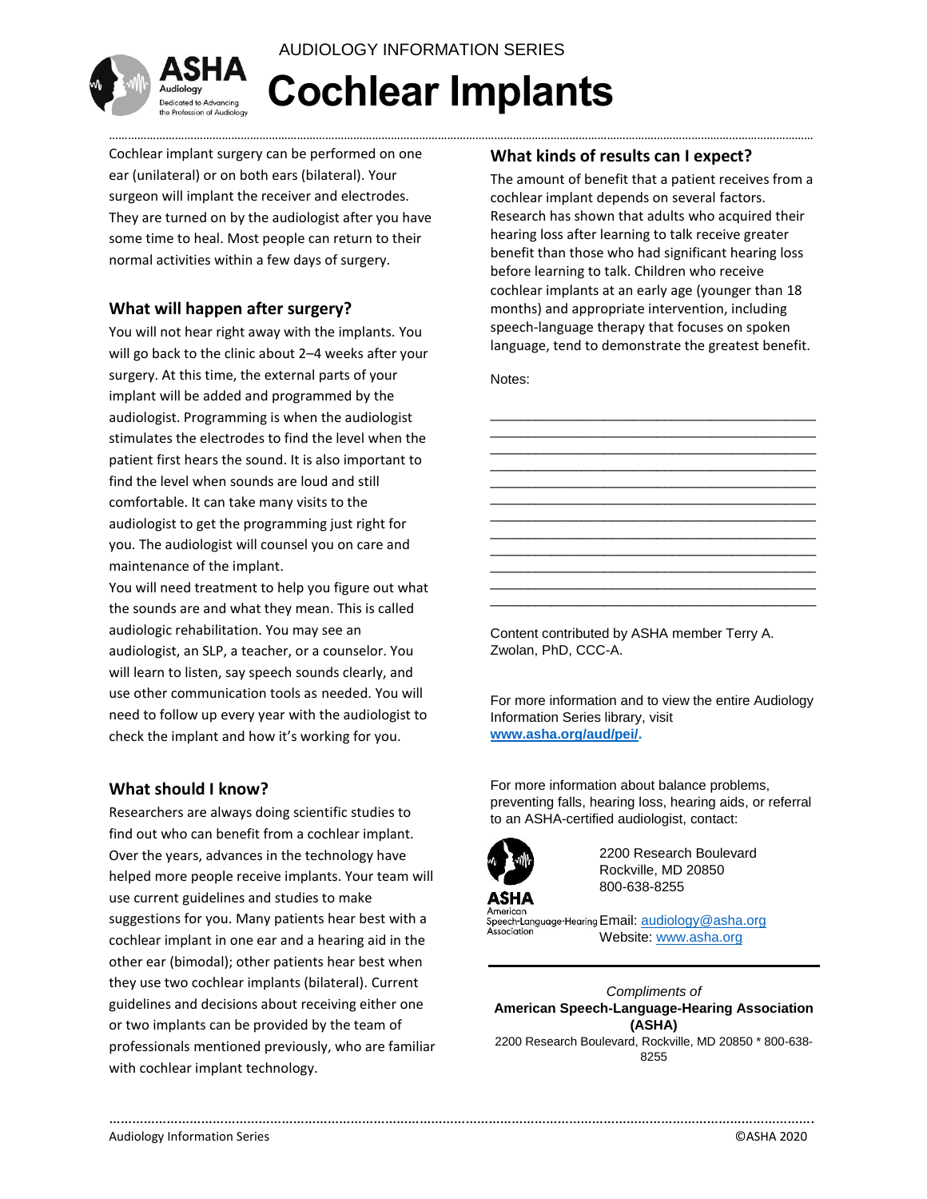Cochlear implant surgery can be performed on one ear (unilateral) or on both ears (bilateral). Your surgeon will implant the receiver and electrodes. They are turned on by the audiologist after you have some time to heal. Most people can return to their normal activities within a few days of surgery.

### What will happen after surgery?

You will not hear right away with the implants. You will go back to the clinic about 2–4 weeks after your surgery. At this time, the external parts of your implant will be added and programmed by the audiologist. Programming is when the audiologist stimulates the electrodes to find the level when the patient first hears the sound. It is also important to find the level when sounds are loud and still comfortable. It can take many visits to the audiologist to get the programming just right for you. The audiologist will counsel you on care and maintenance of the implant.

You will need treatment to help you figure out what the sounds are and what they mean. This is called audiologic rehabilitation. You may see an audiologist, an SLP, a teacher, or a counselor. You will learn to listen, say speech sounds clearly, and use other communication tools as needed. You will need to follow up every year with the audiologist to check the implant and how it's working for you.

### What should I know?

Researchers are always doing scientific studies to find out who can benefit from a cochlear implant. Over the years, advances in the technology have helped more people receive implants. Your team will use current guidelines and studies to make suggestions for you. Many patients hear best with a cochlear implant in one ear and a hearing aid in the other ear (bimodal); other patients hear best when they use two cochlear implants (bilateral). Current guidelines and decisions about receiving either one or two implants can be provided by the team of professionals mentioned previously, who are familiar with cochlear implant technology.

### What kinds of results can I expect?

The amount of benefit that a patient receives from a cochlear implant depends on several factors. Research has shown that adults who acquired their hearing loss after learning to talk receive greater benefit than those who had significant hearing loss before learning to talk. Children who receive cochlear implants at an early age (younger than 18 months) and appropriate intervention, including speech-language therapy that focuses on spoken language, tend to demonstrate the greatest benefit.

Notes:

\_\_\_\_\_\_\_\_\_\_\_\_\_\_\_\_\_\_\_\_\_\_\_\_\_\_\_\_\_\_\_\_\_\_\_\_\_\_\_\_\_\_\_\_

\_\_\_\_\_\_\_\_\_\_\_\_\_\_\_\_\_\_\_\_\_\_\_\_\_\_\_\_\_\_\_\_\_\_\_\_\_\_\_\_\_\_\_\_

\_\_\_\_\_\_\_\_\_\_\_\_\_\_\_\_\_\_\_\_\_\_\_\_\_\_\_\_\_\_\_\_\_\_\_\_\_\_\_\_\_\_\_\_

\_\_\_\_\_\_\_\_\_\_\_\_\_\_\_\_\_\_\_\_\_\_\_\_\_\_\_\_\_\_\_\_\_\_\_\_\_\_\_\_\_\_\_\_

\_\_\_\_\_\_\_\_\_\_\_\_\_\_\_\_\_\_\_\_\_\_\_\_\_\_\_\_\_\_\_\_\_\_\_\_\_\_\_\_\_\_\_\_

\_\_\_\_\_\_\_\_\_\_\_\_\_\_\_\_\_\_\_\_\_\_\_\_\_\_\_\_\_\_\_\_\_\_\_\_\_\_\_\_\_\_\_\_

\_\_\_\_\_\_\_\_\_\_\_\_\_\_\_\_\_\_\_\_\_\_\_\_\_\_\_\_\_\_\_\_\_\_\_\_\_\_\_\_\_\_\_\_

\_\_\_\_\_\_\_\_\_\_\_\_\_\_\_\_\_\_\_\_\_\_\_\_\_\_\_\_\_\_\_\_\_\_\_\_\_\_\_\_\_\_\_\_

\_\_\_\_\_\_\_\_\_\_\_\_\_\_\_\_\_\_\_\_\_\_\_\_\_\_\_\_\_\_\_\_\_\_\_\_\_\_\_\_\_\_\_\_

\_\_\_\_\_\_\_\_\_\_\_\_\_\_\_\_\_\_\_\_\_\_\_\_\_\_\_\_\_\_\_\_\_\_\_\_\_\_\_\_\_\_\_\_

\_\_\_\_\_\_\_\_\_\_\_\_\_\_\_\_\_\_\_\_\_\_\_\_\_\_\_\_\_\_\_\_\_\_\_\_\_\_\_\_\_\_\_\_

\_\_\_\_\_\_\_\_\_\_\_\_\_\_\_\_\_\_\_\_\_\_\_\_\_\_\_\_\_\_\_\_\_\_\_\_\_\_\_\_\_\_\_\_

Content contributed by ASHA member Terry A. Zwolan, PhD, CCC-A.

For more information and to view the entire Audiology Information Series library, visit **www.asha.org/aud/pei/**.

For more information about balance problems, preventing falls, hearing loss, hearing aids, or referral to an ASHA-certified audiologist, contact:

ASHA
American Speech-Language-Hearing Association

2200 Research Boulevard
Rockville, MD 20850
800-638-8255

Email: audiology@asha.org
Website: www.asha.org

*Compliments of*

**American Speech-Language-Hearing Association (ASHA)**

2200 Research Boulevard, Rockville, MD 20850 * 800-638-8255